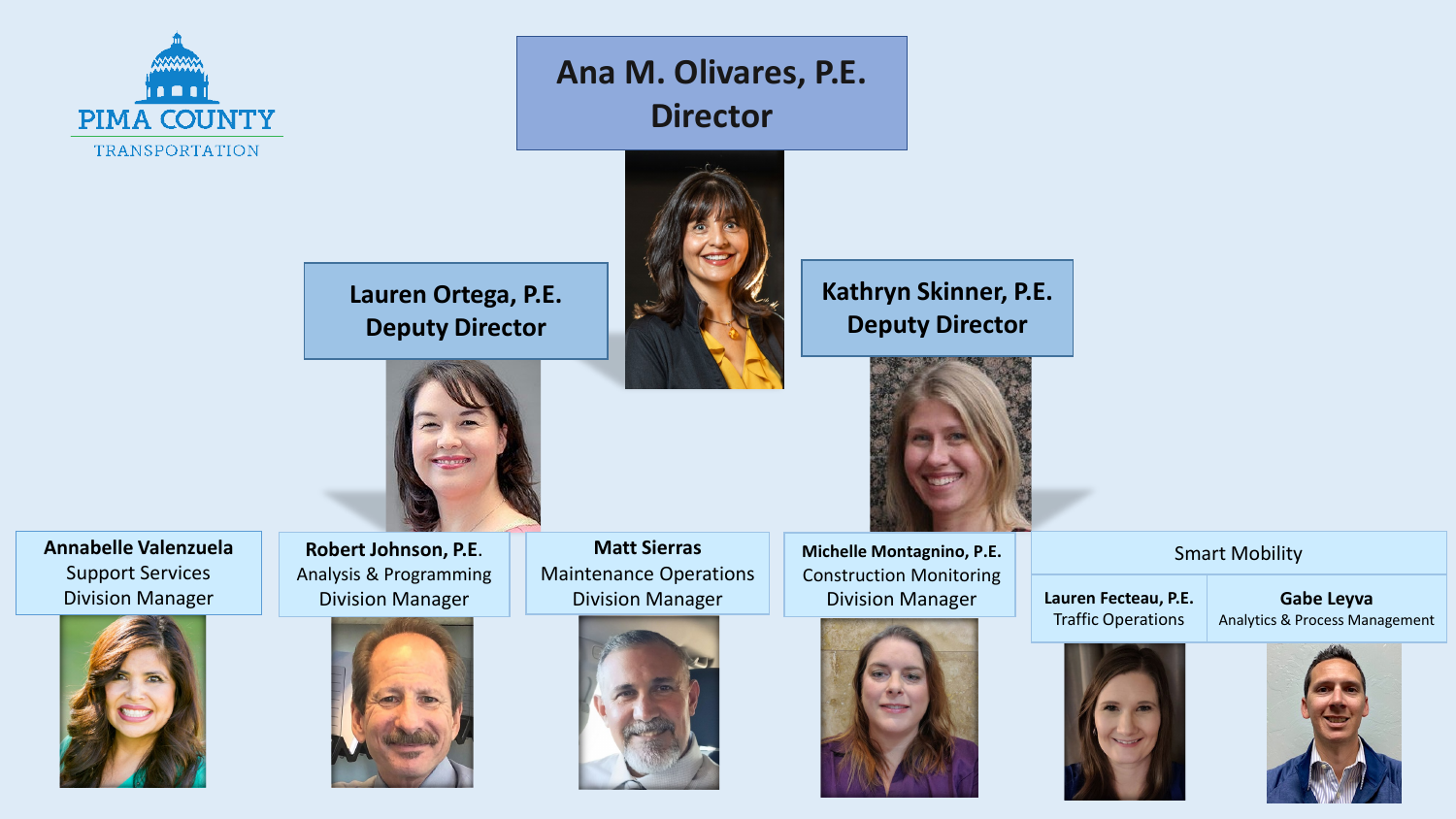PIMA COUNTY
TRANSPORTATION

# Ana M. Olivares, P.E.
**Director**

## Lauren Ortega, P.E.
**Deputy Director**

## Kathryn Skinner, P.E.
**Deputy Director**

**Annabelle Valenzuela**
Support Services
Division Manager

**Robert Johnson, P.E.**
Analysis & Programming
Division Manager

**Matt Sierras**
Maintenance Operations
Division Manager

**Michelle Montagnino, P.E.**
Construction Monitoring
Division Manager

Smart Mobility

**Lauren Fecteau, P.E.**
Traffic Operations

**Gabe Leyva**
Analytics & Process Management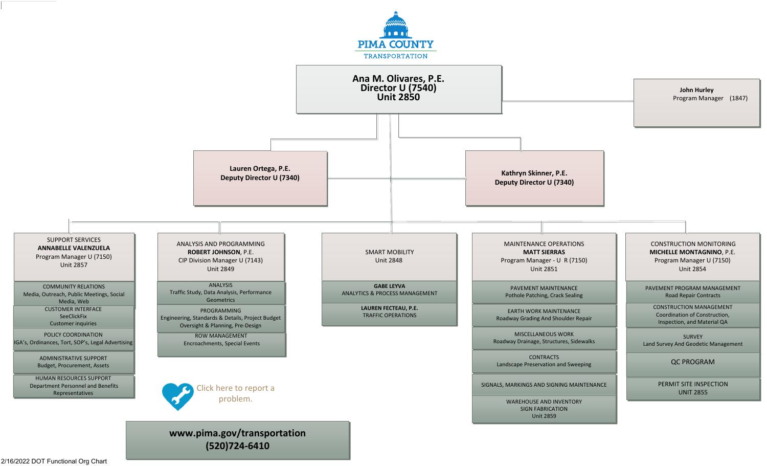# PIMA COUNTY TRANSPORTATION

**Ana M. Olivares, P.E.**
**Director U (7540)**
**Unit 2850**

**John Hurley**
Program Manager (1847)

**Lauren Ortega, P.E.**
**Deputy Director U (7340)**

**Kathryn Skinner, P.E.**
**Deputy Director U (7340)**

## SUPPORT SERVICES
**ANNABELLE VALENZUELA**
Program Manager U (7150)
Unit 2857

- COMMUNITY RELATIONS
  Media, Outreach, Public Meetings, Social Media, Web
- CUSTOMER INTERFACE
  SeeClickFix
  Customer inquiries
- POLICY COORDINATION
  IGA's, Ordinances, Tort, SOP's, Legal Advertising
- ADMINISTRATIVE SUPPORT
  Budget, Procurement, Assets
- HUMAN RESOURCES SUPPORT
  Department Personnel and Benefits Representatives

## ANALYSIS AND PROGRAMMING
**ROBERT JOHNSON**, P.E.
CIP Division Manager U (7143)
Unit 2849

- ANALYSIS
  Traffic Study, Data Analysis, Performance Geometrics
- PROGRAMMING
  Engineering, Standards & Details, Project Budget Oversight & Planning, Pre-Design
- ROW MANAGEMENT
  Encroachments, Special Events

## SMART MOBILITY
Unit 2848

- **GABE LEYVA**
  ANALYTICS & PROCESS MANAGEMENT
- **LAUREN FECTEAU, P.E.**
  TRAFFIC OPERATIONS

## MAINTENANCE OPERATIONS
**MATT SIERRAS**
Program Manager - U R (7150)
Unit 2851

- PAVEMENT MAINTENANCE
  Pothole Patching, Crack Sealing
- EARTH WORK MAINTENANCE
  Roadway Grading And Shoulder Repair
- MISCELLANEOUS WORK
  Roadway Drainage, Structures, Sidewalks
- CONTRACTS
  Landscape Preservation and Sweeping
- SIGNALS, MARKINGS AND SIGNING MAINTENANCE
- WAREHOUSE AND INVENTORY
  SIGN FABRICATION
  Unit 2859

## CONSTRUCTION MONITORING
**MICHELLE MONTAGNINO**, P.E.
Program Manager U (7150)
Unit 2854

- PAVEMENT PROGRAM MANAGEMENT
  Road Repair Contracts
- CONSTRUCTION MANAGEMENT
  Coordination of Construction, Inspection, and Material QA
- SURVEY
  Land Survey And Geodetic Management
- QC PROGRAM
- PERMIT SITE INSPECTION
  UNIT 2855

Click here to report a problem.

**www.pima.gov/transportation**
**(520)724-6410**

2/16/2022 DOT Functional Org Chart